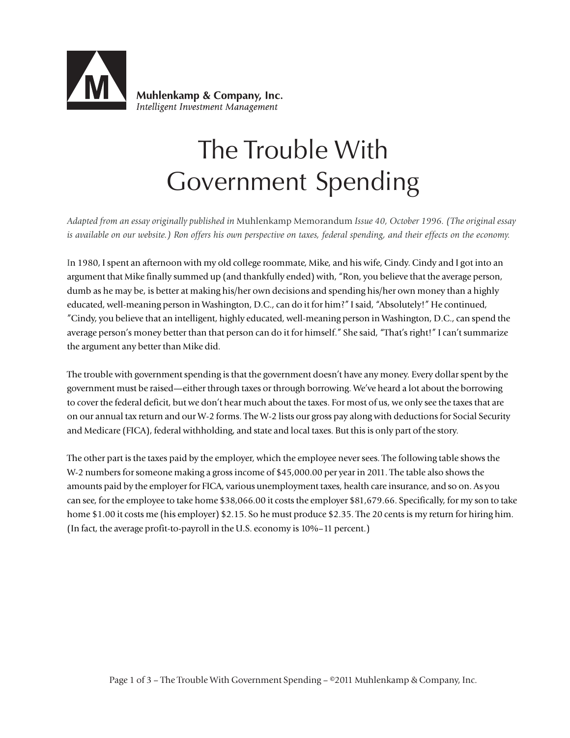Muhlenkamp & Company, Inc.
*Intelligent Investment Management*

# The Trouble With Government Spending

*Adapted from an essay originally published in* Muhlenkamp Memorandum *Issue 40, October 1996. (The original essay is available on our website.) Ron offers his own perspective on taxes, federal spending, and their effects on the economy.*

In 1980, I spent an afternoon with my old college roommate, Mike, and his wife, Cindy. Cindy and I got into an argument that Mike finally summed up (and thankfully ended) with, "Ron, you believe that the average person, dumb as he may be, is better at making his/her own decisions and spending his/her own money than a highly educated, well-meaning person in Washington, D.C., can do it for him?" I said, "Absolutely!" He continued, "Cindy, you believe that an intelligent, highly educated, well-meaning person in Washington, D.C., can spend the average person's money better than that person can do it for himself." She said, "That's right!" I can't summarize the argument any better than Mike did.

The trouble with government spending is that the government doesn't have any money. Every dollar spent by the government must be raised—either through taxes or through borrowing. We've heard a lot about the borrowing to cover the federal deficit, but we don't hear much about the taxes. For most of us, we only see the taxes that are on our annual tax return and our W-2 forms. The W-2 lists our gross pay along with deductions for Social Security and Medicare (FICA), federal withholding, and state and local taxes. But this is only part of the story.

The other part is the taxes paid by the employer, which the employee never sees. The following table shows the W-2 numbers for someone making a gross income of $45,000.00 per year in 2011. The table also shows the amounts paid by the employer for FICA, various unemployment taxes, health care insurance, and so on. As you can see, for the employee to take home $38,066.00 it costs the employer $81,679.66. Specifically, for my son to take home $1.00 it costs me (his employer) $2.15. So he must produce $2.35. The 20 cents is my return for hiring him. (In fact, the average profit-to-payroll in the U.S. economy is 10%–11 percent.)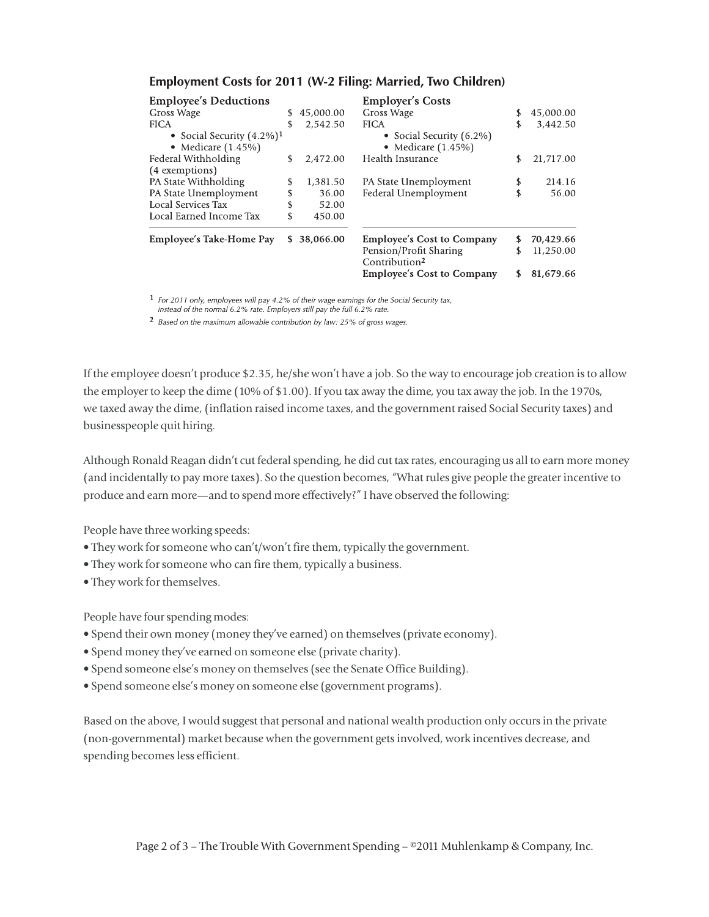### Employment Costs for 2011 (W-2 Filing: Married, Two Children)

| Employee's Deductions | | Employer's Costs | |
|---|---|---|---|
| Gross Wage | $ 45,000.00 | Gross Wage | $ 45,000.00 |
| FICA | $ 2,542.50 | FICA | $ 3,442.50 |
| • Social Security (4.2%)[1] | | • Social Security (6.2%) | |
| • Medicare (1.45%) | | • Medicare (1.45%) | |
| Federal Withholding (4 exemptions) | $ 2,472.00 | Health Insurance | $ 21,717.00 |
| PA State Withholding | $ 1,381.50 | PA State Unemployment | $ 214.16 |
| PA State Unemployment | $ 36.00 | Federal Unemployment | $ 56.00 |
| Local Services Tax | $ 52.00 | | |
| Local Earned Income Tax | $ 450.00 | | |
| **Employee's Take-Home Pay** | **$ 38,066.00** | **Employee's Cost to Company** | **$ 70,429.66** |
| | | Pension/Profit Sharing Contribution[2] | $ 11,250.00 |
| | | **Employee's Cost to Company** | **$ 81,679.66** |

[1] *For 2011 only, employees will pay 4.2% of their wage earnings for the Social Security tax, instead of the normal 6.2% rate. Employers still pay the full 6.2% rate.*

[2] *Based on the maximum allowable contribution by law: 25% of gross wages.*

If the employee doesn't produce $2.35, he/she won't have a job. So the way to encourage job creation is to allow the employer to keep the dime (10% of $1.00). If you tax away the dime, you tax away the job. In the 1970s, we taxed away the dime, (inflation raised income taxes, and the government raised Social Security taxes) and businesspeople quit hiring.

Although Ronald Reagan didn't cut federal spending, he did cut tax rates, encouraging us all to earn more money (and incidentally to pay more taxes). So the question becomes, "What rules give people the greater incentive to produce and earn more—and to spend more effectively?" I have observed the following:

People have three working speeds:

- They work for someone who can't/won't fire them, typically the government.
- They work for someone who can fire them, typically a business.
- They work for themselves.

People have four spending modes:

- Spend their own money (money they've earned) on themselves (private economy).
- Spend money they've earned on someone else (private charity).
- Spend someone else's money on themselves (see the Senate Office Building).
- Spend someone else's money on someone else (government programs).

Based on the above, I would suggest that personal and national wealth production only occurs in the private (non-governmental) market because when the government gets involved, work incentives decrease, and spending becomes less efficient.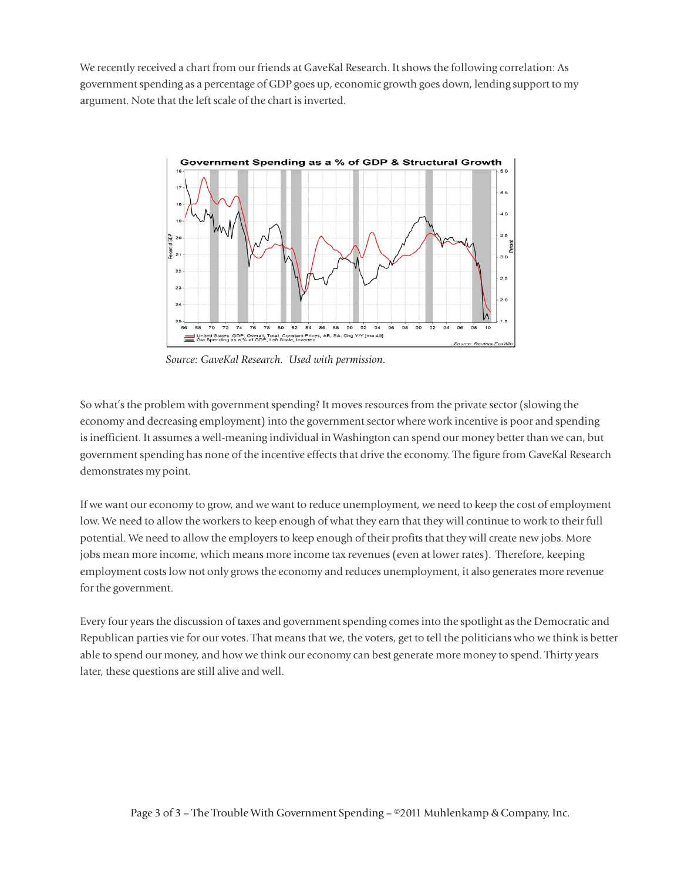We recently received a chart from our friends at GaveKal Research. It shows the following correlation: As government spending as a percentage of GDP goes up, economic growth goes down, lending support to my argument. Note that the left scale of the chart is inverted.

Government Spending as a % of GDP & Structural Growth

Percent of GDP

16
17
18
19
20
21
22
23
24
25

Percent

5.0
4.5
4.0
3.5
3.0
2.5
2.0
1.5

66 68 70 72 74 76 78 80 82 84 86 88 90 92 94 96 98 00 02 04 06 08 10

United States, GDP, Overall, Total, Constant Prices, AR, SA, Chg Y/Y [ma 40]
Gvt Spending as a % of GDP, Left Scale, Inverted

Source: Reuters EcoWin

*Source: GaveKal Research. Used with permission.*

So what's the problem with government spending? It moves resources from the private sector (slowing the economy and decreasing employment) into the government sector where work incentive is poor and spending is inefficient. It assumes a well-meaning individual in Washington can spend our money better than we can, but government spending has none of the incentive effects that drive the economy. The figure from GaveKal Research demonstrates my point.

If we want our economy to grow, and we want to reduce unemployment, we need to keep the cost of employment low. We need to allow the workers to keep enough of what they earn that they will continue to work to their full potential. We need to allow the employers to keep enough of their profits that they will create new jobs. More jobs mean more income, which means more income tax revenues (even at lower rates). Therefore, keeping employment costs low not only grows the economy and reduces unemployment, it also generates more revenue for the government.

Every four years the discussion of taxes and government spending comes into the spotlight as the Democratic and Republican parties vie for our votes. That means that we, the voters, get to tell the politicians who we think is better able to spend our money, and how we think our economy can best generate more money to spend. Thirty years later, these questions are still alive and well.